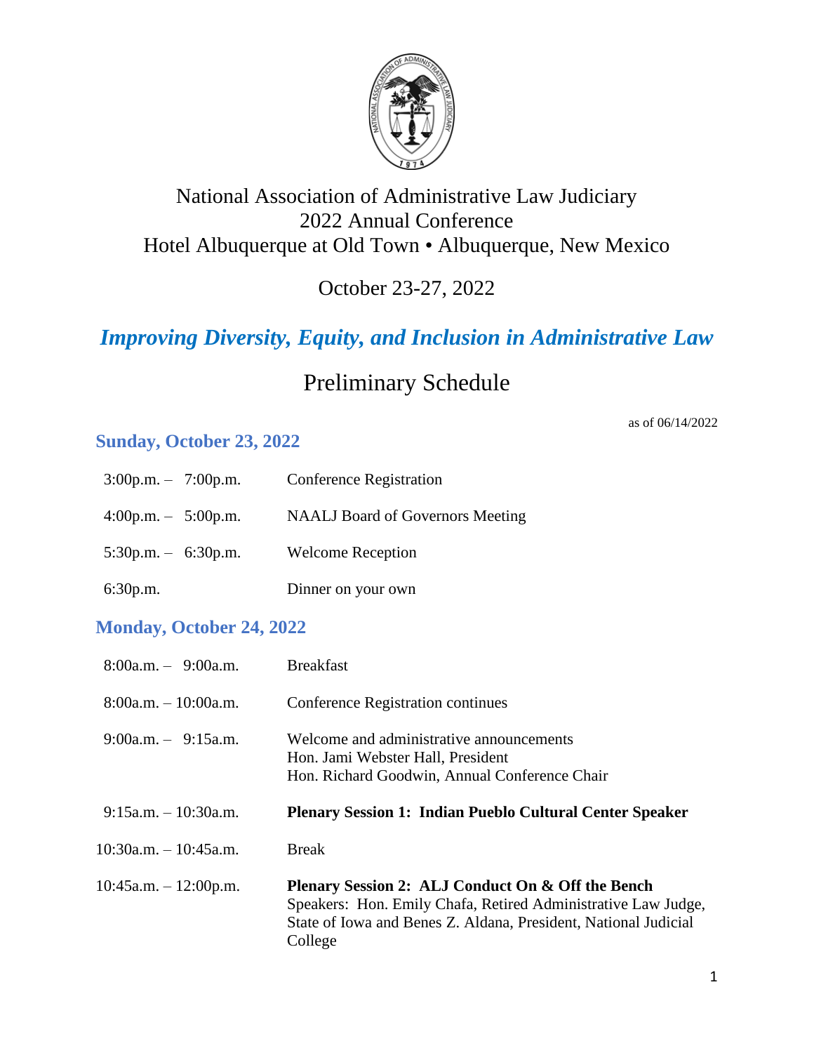# National Association of Administrative Law Judiciary
# 2022 Annual Conference
# Hotel Albuquerque at Old Town • Albuquerque, New Mexico

## October 23-27, 2022

## *Improving Diversity, Equity, and Inclusion in Administrative Law*

## Preliminary Schedule

as of 06/14/2022

### Sunday, October 23, 2022

| | |
|---|---|
| 3:00p.m. – 7:00p.m. | Conference Registration |
| 4:00p.m. – 5:00p.m. | NAALJ Board of Governors Meeting |
| 5:30p.m. – 6:30p.m. | Welcome Reception |
| 6:30p.m. | Dinner on your own |

### Monday, October 24, 2022

| | |
|---|---|
| 8:00a.m. – 9:00a.m. | Breakfast |
| 8:00a.m. – 10:00a.m. | Conference Registration continues |
| 9:00a.m. – 9:15a.m. | Welcome and administrative announcements<br>Hon. Jami Webster Hall, President<br>Hon. Richard Goodwin, Annual Conference Chair |
| 9:15a.m. – 10:30a.m. | **Plenary Session 1: Indian Pueblo Cultural Center Speaker** |
| 10:30a.m. – 10:45a.m. | Break |
| 10:45a.m. – 12:00p.m. | **Plenary Session 2: ALJ Conduct On & Off the Bench**<br>Speakers: Hon. Emily Chafa, Retired Administrative Law Judge, State of Iowa and Benes Z. Aldana, President, National Judicial College |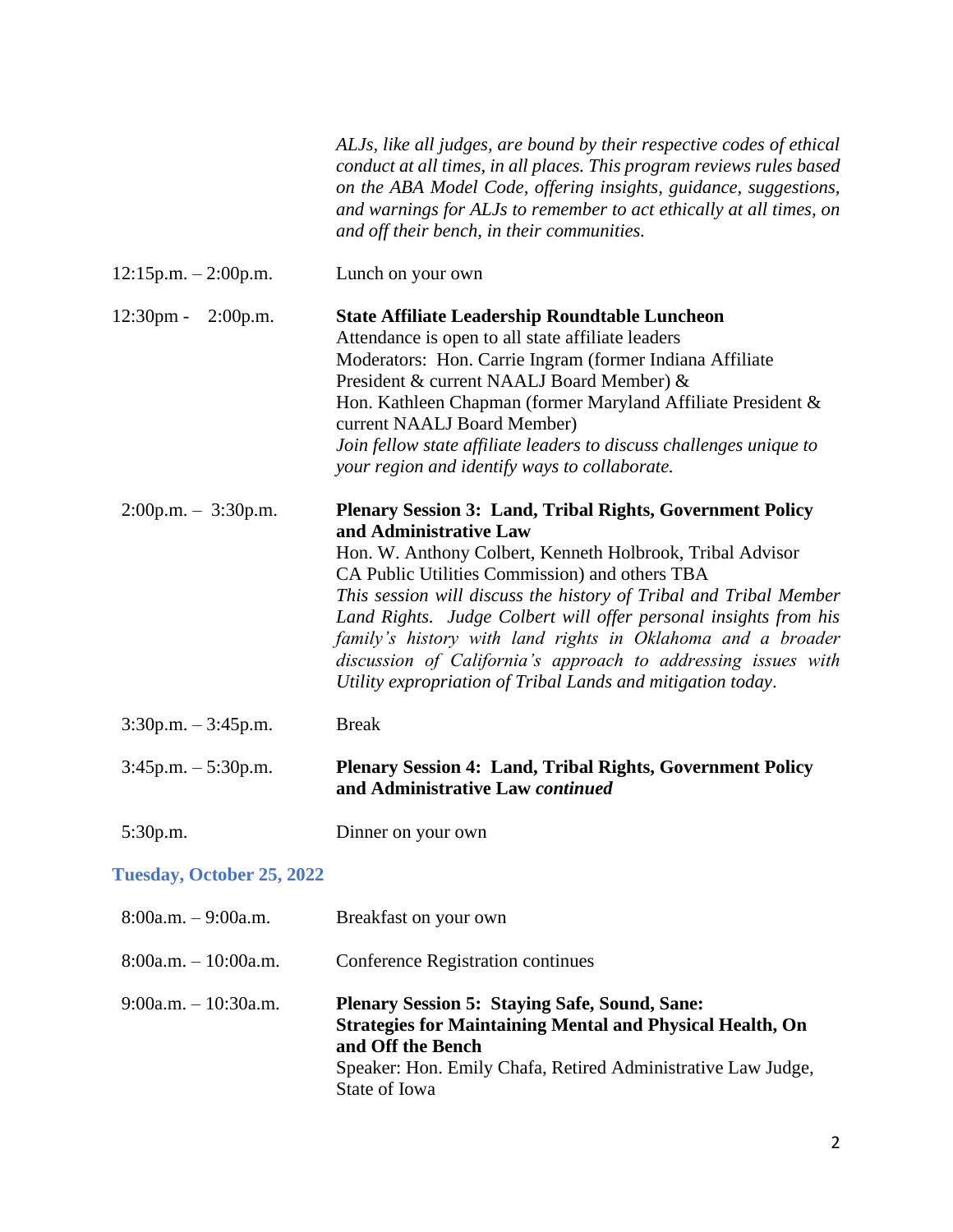*ALJs, like all judges, are bound by their respective codes of ethical conduct at all times, in all places. This program reviews rules based on the ABA Model Code, offering insights, guidance, suggestions, and warnings for ALJs to remember to act ethically at all times, on and off their bench, in their communities.*

| | |
|---|---|
| 12:15p.m. – 2:00p.m. | Lunch on your own |
| 12:30pm - 2:00p.m. | **State Affiliate Leadership Roundtable Luncheon**<br>Attendance is open to all state affiliate leaders<br>Moderators: Hon. Carrie Ingram (former Indiana Affiliate President & current NAALJ Board Member) &<br>Hon. Kathleen Chapman (former Maryland Affiliate President & current NAALJ Board Member)<br>*Join fellow state affiliate leaders to discuss challenges unique to your region and identify ways to collaborate.* |
| 2:00p.m. – 3:30p.m. | **Plenary Session 3: Land, Tribal Rights, Government Policy and Administrative Law**<br>Hon. W. Anthony Colbert, Kenneth Holbrook, Tribal Advisor CA Public Utilities Commission) and others TBA<br>*This session will discuss the history of Tribal and Tribal Member Land Rights. Judge Colbert will offer personal insights from his family's history with land rights in Oklahoma and a broader discussion of California's approach to addressing issues with Utility expropriation of Tribal Lands and mitigation today.* |
| 3:30p.m. – 3:45p.m. | Break |
| 3:45p.m. – 5:30p.m. | **Plenary Session 4: Land, Tribal Rights, Government Policy and Administrative Law *continued*** |
| 5:30p.m. | Dinner on your own |

## Tuesday, October 25, 2022

| | |
|---|---|
| 8:00a.m. – 9:00a.m. | Breakfast on your own |
| 8:00a.m. – 10:00a.m. | Conference Registration continues |
| 9:00a.m. – 10:30a.m. | **Plenary Session 5: Staying Safe, Sound, Sane: Strategies for Maintaining Mental and Physical Health, On and Off the Bench**<br>Speaker: Hon. Emily Chafa, Retired Administrative Law Judge, State of Iowa |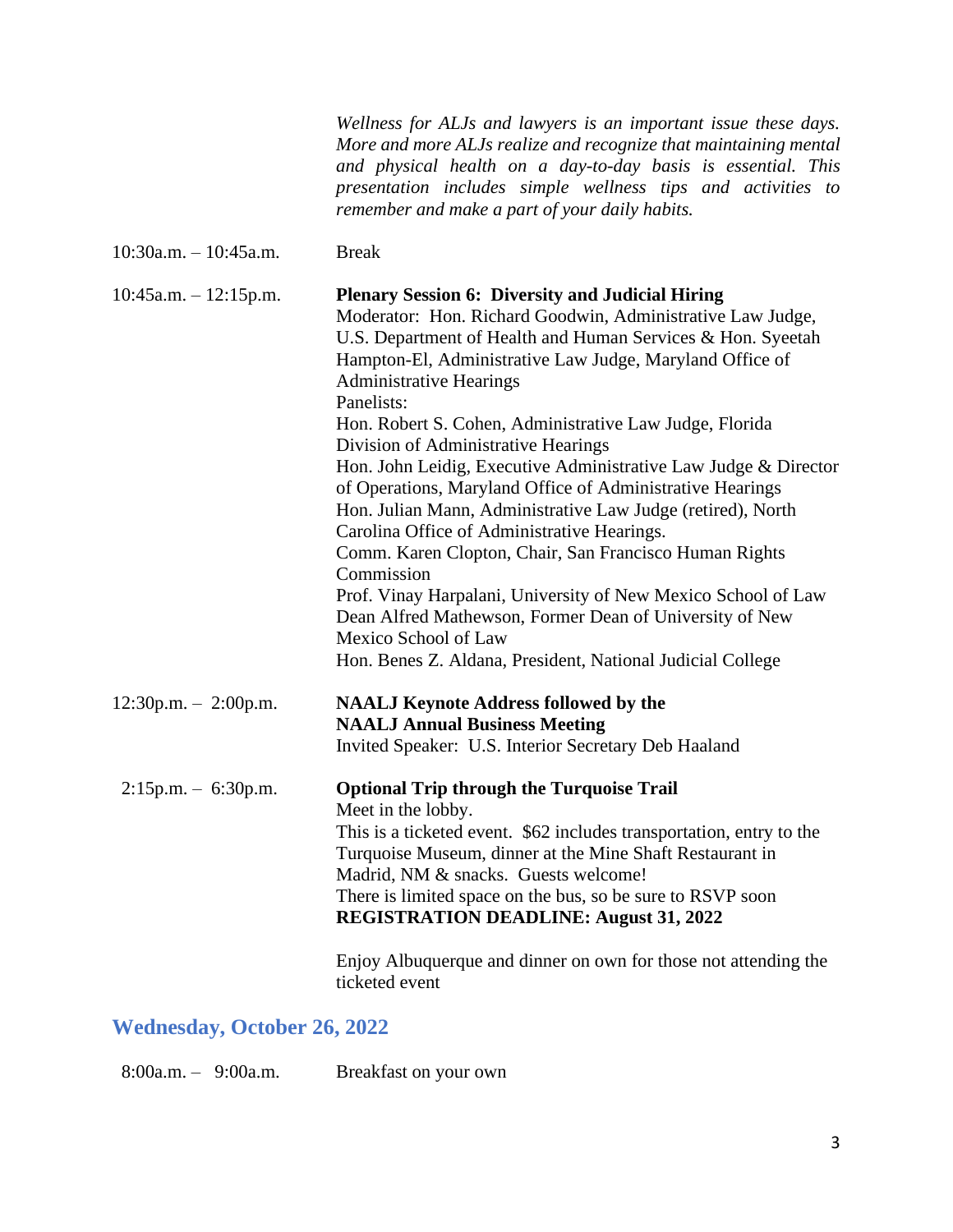*Wellness for ALJs and lawyers is an important issue these days. More and more ALJs realize and recognize that maintaining mental and physical health on a day-to-day basis is essential. This presentation includes simple wellness tips and activities to remember and make a part of your daily habits.*

10:30a.m. – 10:45a.m. Break

10:45a.m. – 12:15p.m. **Plenary Session 6: Diversity and Judicial Hiring**
Moderator: Hon. Richard Goodwin, Administrative Law Judge, U.S. Department of Health and Human Services & Hon. Syeetah Hampton-El, Administrative Law Judge, Maryland Office of Administrative Hearings
Panelists:
Hon. Robert S. Cohen, Administrative Law Judge, Florida Division of Administrative Hearings
Hon. John Leidig, Executive Administrative Law Judge & Director of Operations, Maryland Office of Administrative Hearings
Hon. Julian Mann, Administrative Law Judge (retired), North Carolina Office of Administrative Hearings.
Comm. Karen Clopton, Chair, San Francisco Human Rights Commission
Prof. Vinay Harpalani, University of New Mexico School of Law
Dean Alfred Mathewson, Former Dean of University of New Mexico School of Law
Hon. Benes Z. Aldana, President, National Judicial College

12:30p.m. – 2:00p.m. **NAALJ Keynote Address followed by the NAALJ Annual Business Meeting**
Invited Speaker: U.S. Interior Secretary Deb Haaland

2:15p.m. – 6:30p.m. **Optional Trip through the Turquoise Trail**
Meet in the lobby.
This is a ticketed event. $62 includes transportation, entry to the Turquoise Museum, dinner at the Mine Shaft Restaurant in Madrid, NM & snacks. Guests welcome!
There is limited space on the bus, so be sure to RSVP soon
**REGISTRATION DEADLINE: August 31, 2022**

Enjoy Albuquerque and dinner on own for those not attending the ticketed event

## Wednesday, October 26, 2022

8:00a.m. – 9:00a.m. Breakfast on your own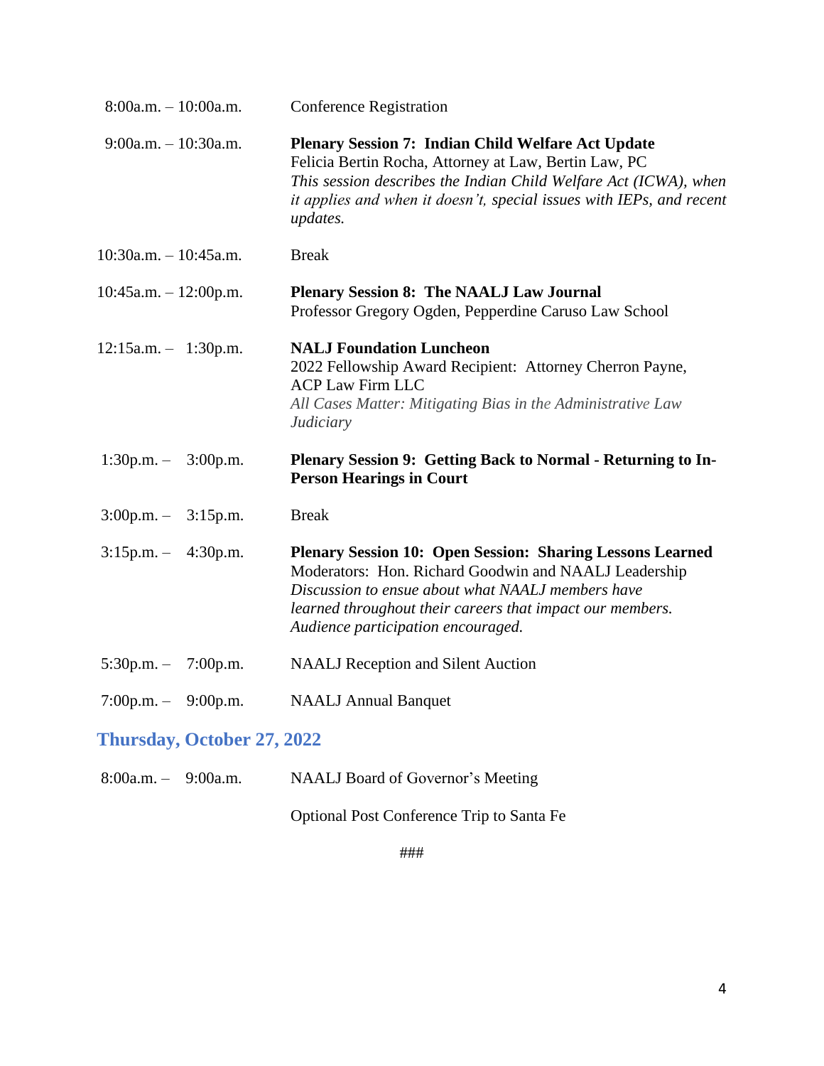| | |
|---|---|
| 8:00a.m. – 10:00a.m. | Conference Registration |
| 9:00a.m. – 10:30a.m. | **Plenary Session 7: Indian Child Welfare Act Update**<br>Felicia Bertin Rocha, Attorney at Law, Bertin Law, PC<br>*This session describes the Indian Child Welfare Act (ICWA), when it applies and when it doesn't, special issues with IEPs, and recent updates.* |
| 10:30a.m. – 10:45a.m. | Break |
| 10:45a.m. – 12:00p.m. | **Plenary Session 8: The NAALJ Law Journal**<br>Professor Gregory Ogden, Pepperdine Caruso Law School |
| 12:15a.m. – 1:30p.m. | **NALJ Foundation Luncheon**<br>2022 Fellowship Award Recipient: Attorney Cherron Payne, ACP Law Firm LLC<br>*All Cases Matter: Mitigating Bias in the Administrative Law Judiciary* |
| 1:30p.m. – 3:00p.m. | **Plenary Session 9: Getting Back to Normal - Returning to In-Person Hearings in Court** |
| 3:00p.m. – 3:15p.m. | Break |
| 3:15p.m. – 4:30p.m. | **Plenary Session 10: Open Session: Sharing Lessons Learned**<br>Moderators: Hon. Richard Goodwin and NAALJ Leadership<br>*Discussion to ensue about what NAALJ members have learned throughout their careers that impact our members. Audience participation encouraged.* |
| 5:30p.m. – 7:00p.m. | NAALJ Reception and Silent Auction |
| 7:00p.m. – 9:00p.m. | NAALJ Annual Banquet |

## Thursday, October 27, 2022

| | |
|---|---|
| 8:00a.m. – 9:00a.m. | NAALJ Board of Governor's Meeting |
| | Optional Post Conference Trip to Santa Fe |

###